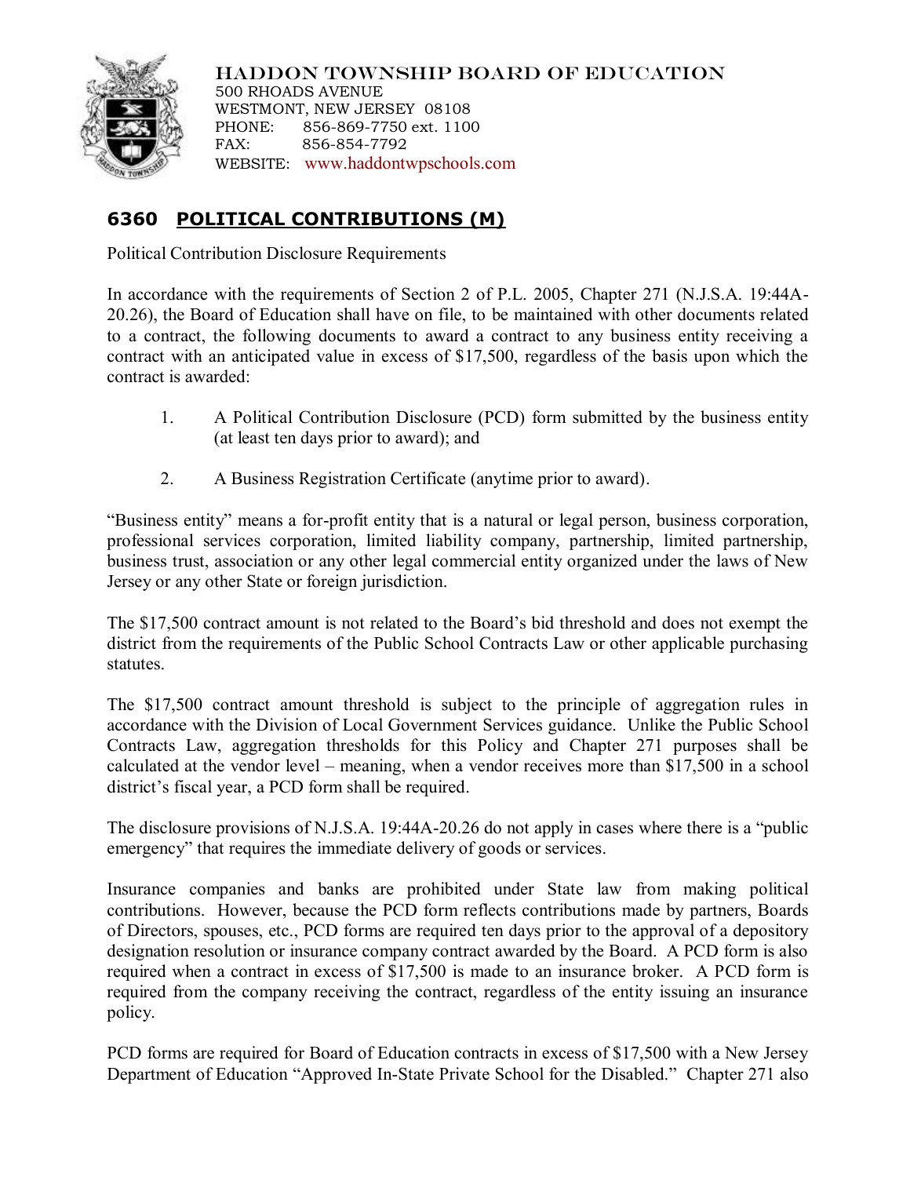HADDON TOWNSHIP BOARD OF EDUCATION
500 RHOADS AVENUE
WESTMONT, NEW JERSEY 08108
PHONE: 856-869-7750 ext. 1100
FAX: 856-854-7792
WEBSITE: www.haddontwpschools.com

## 6360 POLITICAL CONTRIBUTIONS (M)

Political Contribution Disclosure Requirements

In accordance with the requirements of Section 2 of P.L. 2005, Chapter 271 (N.J.S.A. 19:44A-20.26), the Board of Education shall have on file, to be maintained with other documents related to a contract, the following documents to award a contract to any business entity receiving a contract with an anticipated value in excess of $17,500, regardless of the basis upon which the contract is awarded:

1. A Political Contribution Disclosure (PCD) form submitted by the business entity (at least ten days prior to award); and
2. A Business Registration Certificate (anytime prior to award).

"Business entity" means a for-profit entity that is a natural or legal person, business corporation, professional services corporation, limited liability company, partnership, limited partnership, business trust, association or any other legal commercial entity organized under the laws of New Jersey or any other State or foreign jurisdiction.

The $17,500 contract amount is not related to the Board's bid threshold and does not exempt the district from the requirements of the Public School Contracts Law or other applicable purchasing statutes.

The $17,500 contract amount threshold is subject to the principle of aggregation rules in accordance with the Division of Local Government Services guidance. Unlike the Public School Contracts Law, aggregation thresholds for this Policy and Chapter 271 purposes shall be calculated at the vendor level – meaning, when a vendor receives more than $17,500 in a school district's fiscal year, a PCD form shall be required.

The disclosure provisions of N.J.S.A. 19:44A-20.26 do not apply in cases where there is a "public emergency" that requires the immediate delivery of goods or services.

Insurance companies and banks are prohibited under State law from making political contributions. However, because the PCD form reflects contributions made by partners, Boards of Directors, spouses, etc., PCD forms are required ten days prior to the approval of a depository designation resolution or insurance company contract awarded by the Board. A PCD form is also required when a contract in excess of $17,500 is made to an insurance broker. A PCD form is required from the company receiving the contract, regardless of the entity issuing an insurance policy.

PCD forms are required for Board of Education contracts in excess of $17,500 with a New Jersey Department of Education "Approved In-State Private School for the Disabled." Chapter 271 also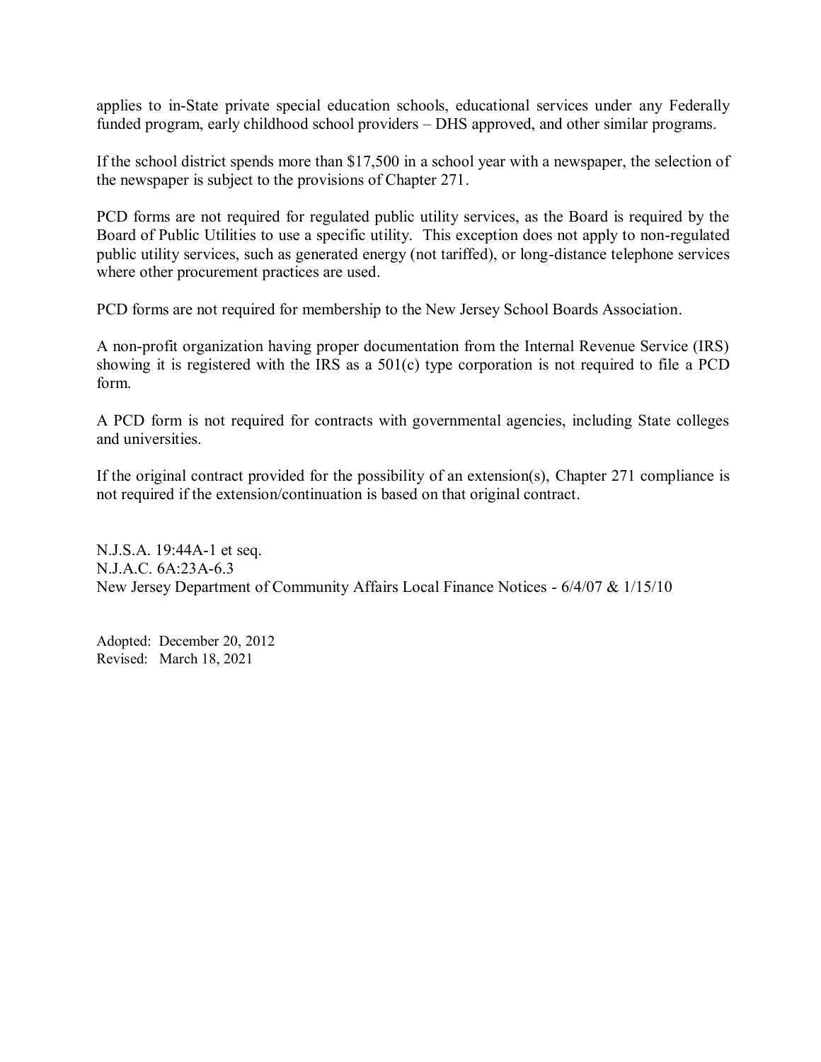applies to in-State private special education schools, educational services under any Federally funded program, early childhood school providers – DHS approved, and other similar programs.

If the school district spends more than $17,500 in a school year with a newspaper, the selection of the newspaper is subject to the provisions of Chapter 271.

PCD forms are not required for regulated public utility services, as the Board is required by the Board of Public Utilities to use a specific utility. This exception does not apply to non-regulated public utility services, such as generated energy (not tariffed), or long-distance telephone services where other procurement practices are used.

PCD forms are not required for membership to the New Jersey School Boards Association.

A non-profit organization having proper documentation from the Internal Revenue Service (IRS) showing it is registered with the IRS as a 501(c) type corporation is not required to file a PCD form.

A PCD form is not required for contracts with governmental agencies, including State colleges and universities.

If the original contract provided for the possibility of an extension(s), Chapter 271 compliance is not required if the extension/continuation is based on that original contract.

N.J.S.A. 19:44A-1 et seq.
N.J.A.C. 6A:23A-6.3
New Jersey Department of Community Affairs Local Finance Notices - 6/4/07 & 1/15/10

Adopted: December 20, 2012
Revised: March 18, 2021